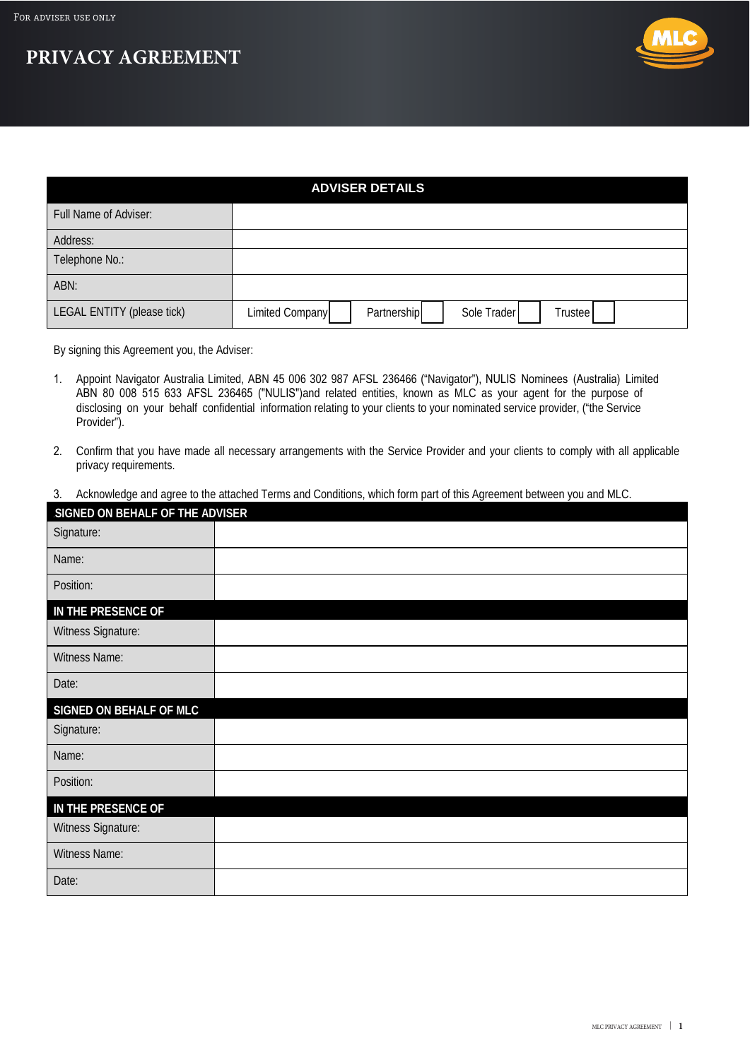For adviser use only

# PRIVACY AGREEMENT

| ADVISER DETAILS | |
|---|---|
| Full Name of Adviser: | |
| Address: | |
| Telephone No.: | |
| ABN: | |
| LEGAL ENTITY (please tick) | Limited Company ☐ Partnership ☐ Sole Trader ☐ Trustee ☐ |

By signing this Agreement you, the Adviser:

1. Appoint Navigator Australia Limited, ABN 45 006 302 987 AFSL 236466 ("Navigator"), NULIS Nominees (Australia) Limited ABN 80 008 515 633 AFSL 236465 ("NULIS")and related entities, known as MLC as your agent for the purpose of disclosing on your behalf confidential information relating to your clients to your nominated service provider, ("the Service Provider").

2. Confirm that you have made all necessary arrangements with the Service Provider and your clients to comply with all applicable privacy requirements.

3. Acknowledge and agree to the attached Terms and Conditions, which form part of this Agreement between you and MLC.

| SIGNED ON BEHALF OF THE ADVISER | |
|---|---|
| Signature: | |
| Name: | |
| Position: | |
| **IN THE PRESENCE OF** | |
| Witness Signature: | |
| Witness Name: | |
| Date: | |
| **SIGNED ON BEHALF OF MLC** | |
| Signature: | |
| Name: | |
| Position: | |
| **IN THE PRESENCE OF** | |
| Witness Signature: | |
| Witness Name: | |
| Date: | |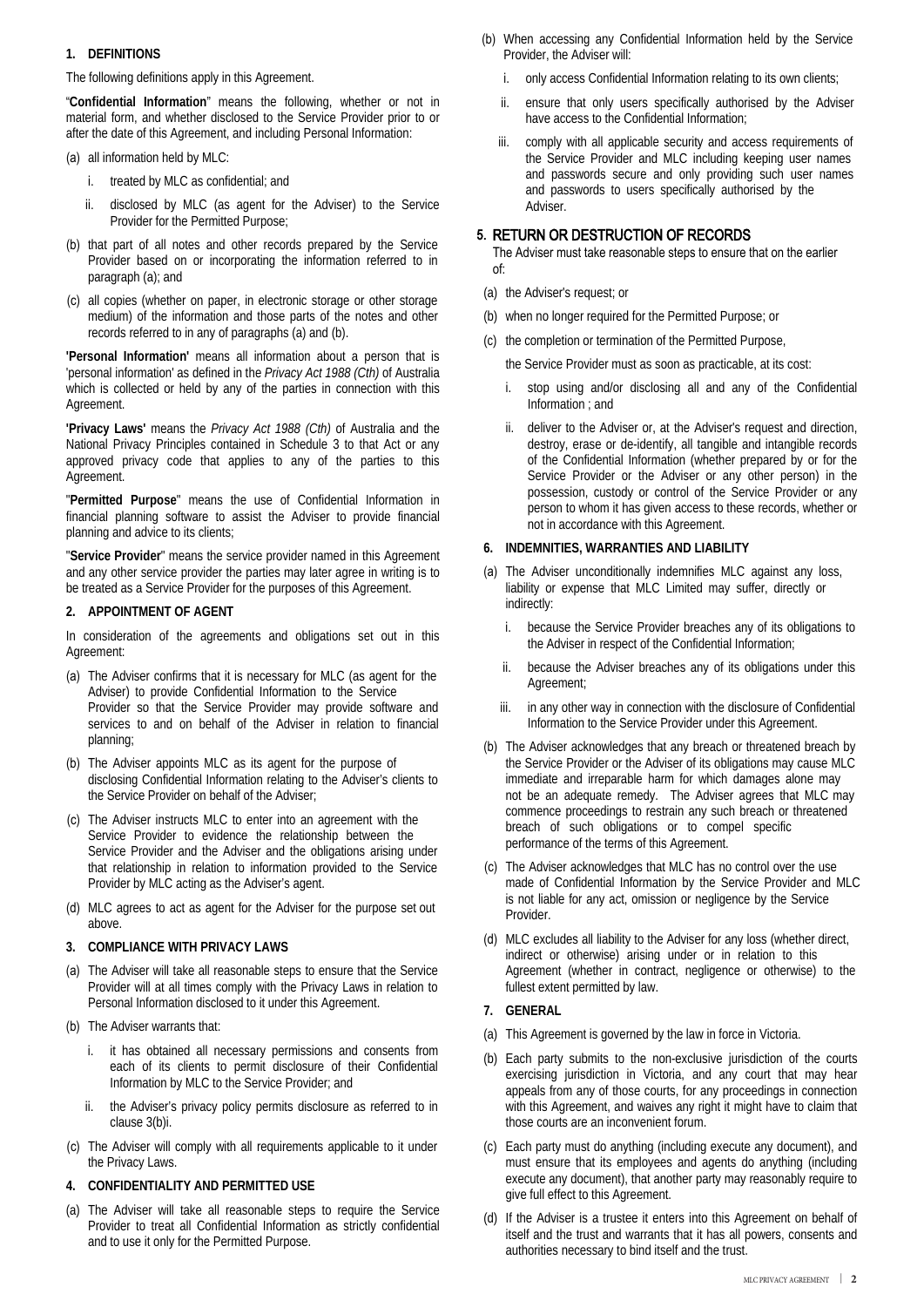## 1. DEFINITIONS

The following definitions apply in this Agreement.

"**Confidential Information**" means the following, whether or not in material form, and whether disclosed to the Service Provider prior to or after the date of this Agreement, and including Personal Information:

(a) all information held by MLC:

   i. treated by MLC as confidential; and

   ii. disclosed by MLC (as agent for the Adviser) to the Service Provider for the Permitted Purpose;

(b) that part of all notes and other records prepared by the Service Provider based on or incorporating the information referred to in paragraph (a); and

(c) all copies (whether on paper, in electronic storage or other storage medium) of the information and those parts of the notes and other records referred to in any of paragraphs (a) and (b).

**'Personal Information'** means all information about a person that is 'personal information' as defined in the *Privacy Act 1988 (Cth)* of Australia which is collected or held by any of the parties in connection with this Agreement.

**'Privacy Laws'** means the *Privacy Act 1988 (Cth)* of Australia and the National Privacy Principles contained in Schedule 3 to that Act or any approved privacy code that applies to any of the parties to this Agreement.

"**Permitted Purpose**" means the use of Confidential Information in financial planning software to assist the Adviser to provide financial planning and advice to its clients;

"**Service Provider**" means the service provider named in this Agreement and any other service provider the parties may later agree in writing is to be treated as a Service Provider for the purposes of this Agreement.

## 2. APPOINTMENT OF AGENT

In consideration of the agreements and obligations set out in this Agreement:

(a) The Adviser confirms that it is necessary for MLC (as agent for the Adviser) to provide Confidential Information to the Service Provider so that the Service Provider may provide software and services to and on behalf of the Adviser in relation to financial planning;

(b) The Adviser appoints MLC as its agent for the purpose of disclosing Confidential Information relating to the Adviser's clients to the Service Provider on behalf of the Adviser;

(c) The Adviser instructs MLC to enter into an agreement with the Service Provider to evidence the relationship between the Service Provider and the Adviser and the obligations arising under that relationship in relation to information provided to the Service Provider by MLC acting as the Adviser's agent.

(d) MLC agrees to act as agent for the Adviser for the purpose set out above.

## 3. COMPLIANCE WITH PRIVACY LAWS

(a) The Adviser will take all reasonable steps to ensure that the Service Provider will at all times comply with the Privacy Laws in relation to Personal Information disclosed to it under this Agreement.

(b) The Adviser warrants that:

   i. it has obtained all necessary permissions and consents from each of its clients to permit disclosure of their Confidential Information by MLC to the Service Provider; and

   ii. the Adviser's privacy policy permits disclosure as referred to in clause 3(b)i.

(c) The Adviser will comply with all requirements applicable to it under the Privacy Laws.

## 4. CONFIDENTIALITY AND PERMITTED USE

(a) The Adviser will take all reasonable steps to require the Service Provider to treat all Confidential Information as strictly confidential and to use it only for the Permitted Purpose.

(b) When accessing any Confidential Information held by the Service Provider, the Adviser will:

   i. only access Confidential Information relating to its own clients;

   ii. ensure that only users specifically authorised by the Adviser have access to the Confidential Information;

   iii. comply with all applicable security and access requirements of the Service Provider and MLC including keeping user names and passwords secure and only providing such user names and passwords to users specifically authorised by the Adviser.

## 5. RETURN OR DESTRUCTION OF RECORDS

The Adviser must take reasonable steps to ensure that on the earlier of:

(a) the Adviser's request; or

(b) when no longer required for the Permitted Purpose; or

(c) the completion or termination of the Permitted Purpose,

the Service Provider must as soon as practicable, at its cost:

   i. stop using and/or disclosing all and any of the Confidential Information ; and

   ii. deliver to the Adviser or, at the Adviser's request and direction, destroy, erase or de-identify, all tangible and intangible records of the Confidential Information (whether prepared by or for the Service Provider or the Adviser or any other person) in the possession, custody or control of the Service Provider or any person to whom it has given access to these records, whether or not in accordance with this Agreement.

## 6. INDEMNITIES, WARRANTIES AND LIABILITY

(a) The Adviser unconditionally indemnifies MLC against any loss, liability or expense that MLC Limited may suffer, directly or indirectly:

   i. because the Service Provider breaches any of its obligations to the Adviser in respect of the Confidential Information;

   ii. because the Adviser breaches any of its obligations under this Agreement;

   iii. in any other way in connection with the disclosure of Confidential Information to the Service Provider under this Agreement.

(b) The Adviser acknowledges that any breach or threatened breach by the Service Provider or the Adviser of its obligations may cause MLC immediate and irreparable harm for which damages alone may not be an adequate remedy. The Adviser agrees that MLC may commence proceedings to restrain any such breach or threatened breach of such obligations or to compel specific performance of the terms of this Agreement.

(c) The Adviser acknowledges that MLC has no control over the use made of Confidential Information by the Service Provider and MLC is not liable for any act, omission or negligence by the Service Provider.

(d) MLC excludes all liability to the Adviser for any loss (whether direct, indirect or otherwise) arising under or in relation to this Agreement (whether in contract, negligence or otherwise) to the fullest extent permitted by law.

## 7. GENERAL

(a) This Agreement is governed by the law in force in Victoria.

(b) Each party submits to the non-exclusive jurisdiction of the courts exercising jurisdiction in Victoria, and any court that may hear appeals from any of those courts, for any proceedings in connection with this Agreement, and waives any right it might have to claim that those courts are an inconvenient forum.

(c) Each party must do anything (including execute any document), and must ensure that its employees and agents do anything (including execute any document), that another party may reasonably require to give full effect to this Agreement.

(d) If the Adviser is a trustee it enters into this Agreement on behalf of itself and the trust and warrants that it has all powers, consents and authorities necessary to bind itself and the trust.